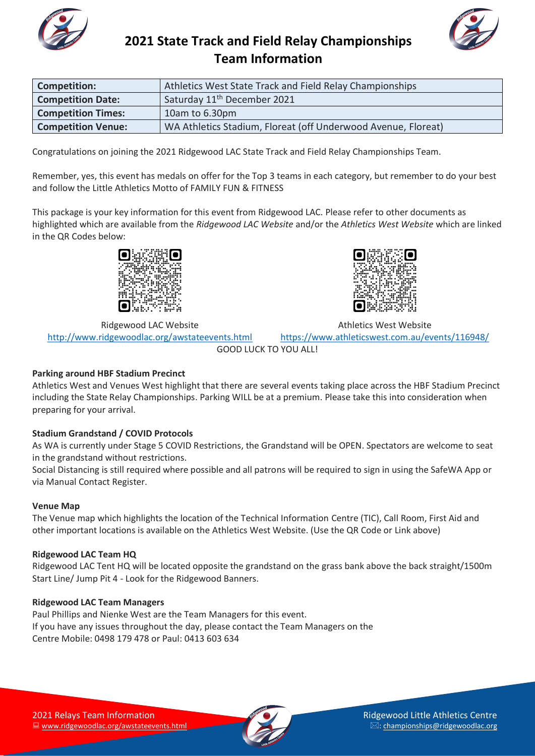# 2021 State Track and Field Relay Championships Team Information

| **Competition:** | Athletics West State Track and Field Relay Championships |
|---|---|
| **Competition Date:** | Saturday 11th December 2021 |
| **Competition Times:** | 10am to 6.30pm |
| **Competition Venue:** | WA Athletics Stadium, Floreat (off Underwood Avenue, Floreat) |

Congratulations on joining the 2021 Ridgewood LAC State Track and Field Relay Championships Team.

Remember, yes, this event has medals on offer for the Top 3 teams in each category, but remember to do your best and follow the Little Athletics Motto of FAMILY FUN & FITNESS

This package is your key information for this event from Ridgewood LAC. Please refer to other documents as highlighted which are available from the *Ridgewood LAC Website* and/or the *Athletics West Website* which are linked in the QR Codes below:

Ridgewood LAC Website
http://www.ridgewoodlac.org/awstateevents.html

Athletics West Website
https://www.athleticswest.com.au/events/116948/

GOOD LUCK TO YOU ALL!

**Parking around HBF Stadium Precinct**

Athletics West and Venues West highlight that there are several events taking place across the HBF Stadium Precinct including the State Relay Championships. Parking WILL be at a premium. Please take this into consideration when preparing for your arrival.

**Stadium Grandstand / COVID Protocols**

As WA is currently under Stage 5 COVID Restrictions, the Grandstand will be OPEN. Spectators are welcome to seat in the grandstand without restrictions.

Social Distancing is still required where possible and all patrons will be required to sign in using the SafeWA App or via Manual Contact Register.

**Venue Map**

The Venue map which highlights the location of the Technical Information Centre (TIC), Call Room, First Aid and other important locations is available on the Athletics West Website. (Use the QR Code or Link above)

**Ridgewood LAC Team HQ**

Ridgewood LAC Tent HQ will be located opposite the grandstand on the grass bank above the back straight/1500m Start Line/ Jump Pit 4 - Look for the Ridgewood Banners.

**Ridgewood LAC Team Managers**

Paul Phillips and Nienke West are the Team Managers for this event.
If you have any issues throughout the day, please contact the Team Managers on the
Centre Mobile: 0498 179 478 or Paul: 0413 603 634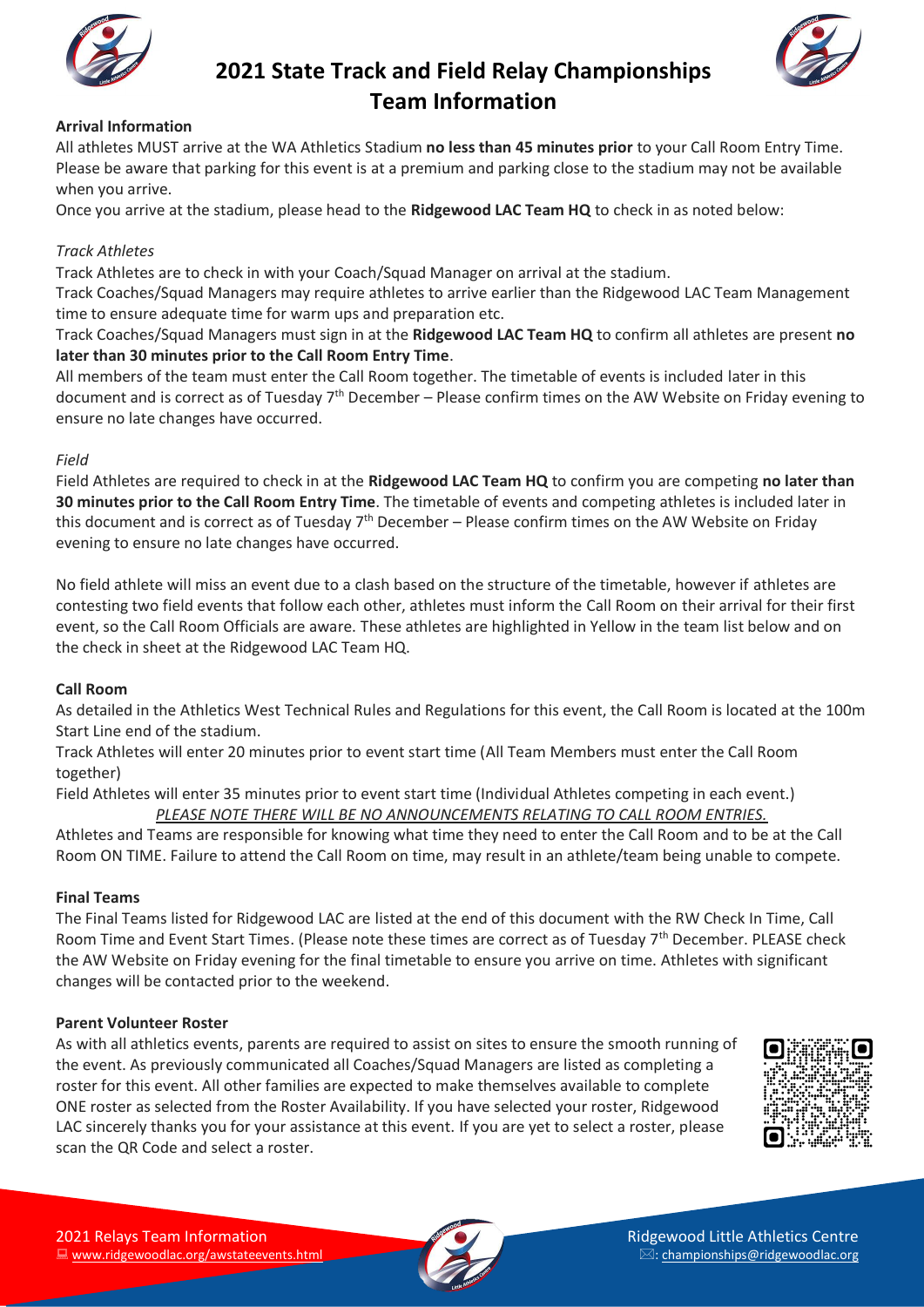# 2021 State Track and Field Relay Championships Team Information

**Arrival Information**

All athletes MUST arrive at the WA Athletics Stadium **no less than 45 minutes prior** to your Call Room Entry Time. Please be aware that parking for this event is at a premium and parking close to the stadium may not be available when you arrive.

Once you arrive at the stadium, please head to the **Ridgewood LAC Team HQ** to check in as noted below:

*Track Athletes*

Track Athletes are to check in with your Coach/Squad Manager on arrival at the stadium.

Track Coaches/Squad Managers may require athletes to arrive earlier than the Ridgewood LAC Team Management time to ensure adequate time for warm ups and preparation etc.

Track Coaches/Squad Managers must sign in at the **Ridgewood LAC Team HQ** to confirm all athletes are present **no later than 30 minutes prior to the Call Room Entry Time**.

All members of the team must enter the Call Room together. The timetable of events is included later in this document and is correct as of Tuesday 7th December – Please confirm times on the AW Website on Friday evening to ensure no late changes have occurred.

*Field*

Field Athletes are required to check in at the **Ridgewood LAC Team HQ** to confirm you are competing **no later than 30 minutes prior to the Call Room Entry Time**. The timetable of events and competing athletes is included later in this document and is correct as of Tuesday 7th December – Please confirm times on the AW Website on Friday evening to ensure no late changes have occurred.

No field athlete will miss an event due to a clash based on the structure of the timetable, however if athletes are contesting two field events that follow each other, athletes must inform the Call Room on their arrival for their first event, so the Call Room Officials are aware. These athletes are highlighted in Yellow in the team list below and on the check in sheet at the Ridgewood LAC Team HQ.

**Call Room**

As detailed in the Athletics West Technical Rules and Regulations for this event, the Call Room is located at the 100m Start Line end of the stadium.

Track Athletes will enter 20 minutes prior to event start time (All Team Members must enter the Call Room together)

Field Athletes will enter 35 minutes prior to event start time (Individual Athletes competing in each event.)

*PLEASE NOTE THERE WILL BE NO ANNOUNCEMENTS RELATING TO CALL ROOM ENTRIES.*

Athletes and Teams are responsible for knowing what time they need to enter the Call Room and to be at the Call Room ON TIME. Failure to attend the Call Room on time, may result in an athlete/team being unable to compete.

**Final Teams**

The Final Teams listed for Ridgewood LAC are listed at the end of this document with the RW Check In Time, Call Room Time and Event Start Times. (Please note these times are correct as of Tuesday 7th December. PLEASE check the AW Website on Friday evening for the final timetable to ensure you arrive on time. Athletes with significant changes will be contacted prior to the weekend.

**Parent Volunteer Roster**

As with all athletics events, parents are required to assist on sites to ensure the smooth running of the event. As previously communicated all Coaches/Squad Managers are listed as completing a roster for this event. All other families are expected to make themselves available to complete ONE roster as selected from the Roster Availability. If you have selected your roster, Ridgewood LAC sincerely thanks you for your assistance at this event. If you are yet to select a roster, please scan the QR Code and select a roster.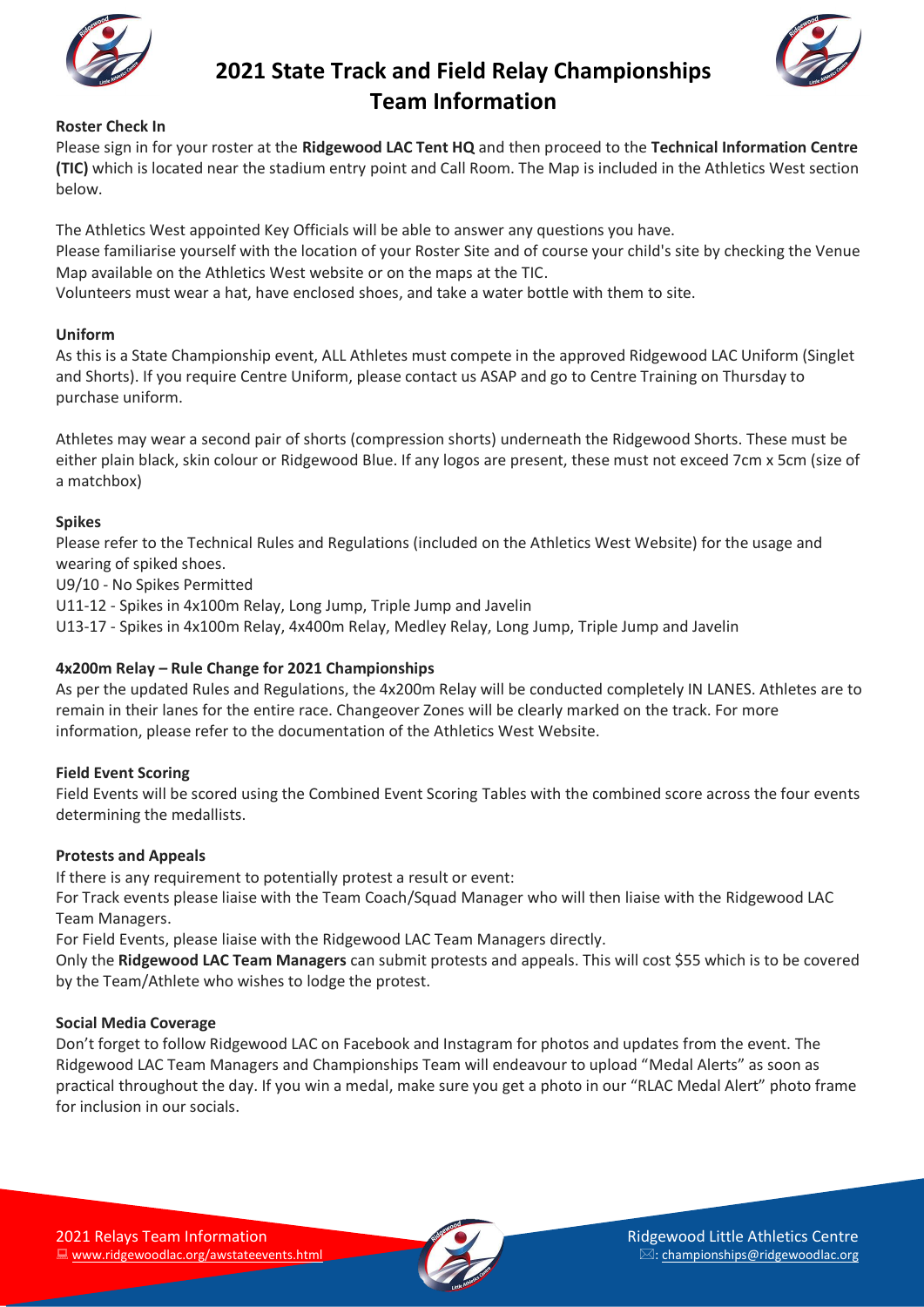# 2021 State Track and Field Relay Championships
# Team Information

**Roster Check In**

Please sign in for your roster at the **Ridgewood LAC Tent HQ** and then proceed to the **Technical Information Centre (TIC)** which is located near the stadium entry point and Call Room. The Map is included in the Athletics West section below.

The Athletics West appointed Key Officials will be able to answer any questions you have.
Please familiarise yourself with the location of your Roster Site and of course your child's site by checking the Venue Map available on the Athletics West website or on the maps at the TIC.
Volunteers must wear a hat, have enclosed shoes, and take a water bottle with them to site.

**Uniform**

As this is a State Championship event, ALL Athletes must compete in the approved Ridgewood LAC Uniform (Singlet and Shorts). If you require Centre Uniform, please contact us ASAP and go to Centre Training on Thursday to purchase uniform.

Athletes may wear a second pair of shorts (compression shorts) underneath the Ridgewood Shorts. These must be either plain black, skin colour or Ridgewood Blue. If any logos are present, these must not exceed 7cm x 5cm (size of a matchbox)

**Spikes**

Please refer to the Technical Rules and Regulations (included on the Athletics West Website) for the usage and wearing of spiked shoes.
U9/10 - No Spikes Permitted
U11-12 - Spikes in 4x100m Relay, Long Jump, Triple Jump and Javelin
U13-17 - Spikes in 4x100m Relay, 4x400m Relay, Medley Relay, Long Jump, Triple Jump and Javelin

**4x200m Relay – Rule Change for 2021 Championships**

As per the updated Rules and Regulations, the 4x200m Relay will be conducted completely IN LANES. Athletes are to remain in their lanes for the entire race. Changeover Zones will be clearly marked on the track. For more information, please refer to the documentation of the Athletics West Website.

**Field Event Scoring**

Field Events will be scored using the Combined Event Scoring Tables with the combined score across the four events determining the medallists.

**Protests and Appeals**

If there is any requirement to potentially protest a result or event:
For Track events please liaise with the Team Coach/Squad Manager who will then liaise with the Ridgewood LAC Team Managers.
For Field Events, please liaise with the Ridgewood LAC Team Managers directly.
Only the **Ridgewood LAC Team Managers** can submit protests and appeals. This will cost $55 which is to be covered by the Team/Athlete who wishes to lodge the protest.

**Social Media Coverage**

Don't forget to follow Ridgewood LAC on Facebook and Instagram for photos and updates from the event. The Ridgewood LAC Team Managers and Championships Team will endeavour to upload "Medal Alerts" as soon as practical throughout the day. If you win a medal, make sure you get a photo in our "RLAC Medal Alert" photo frame for inclusion in our socials.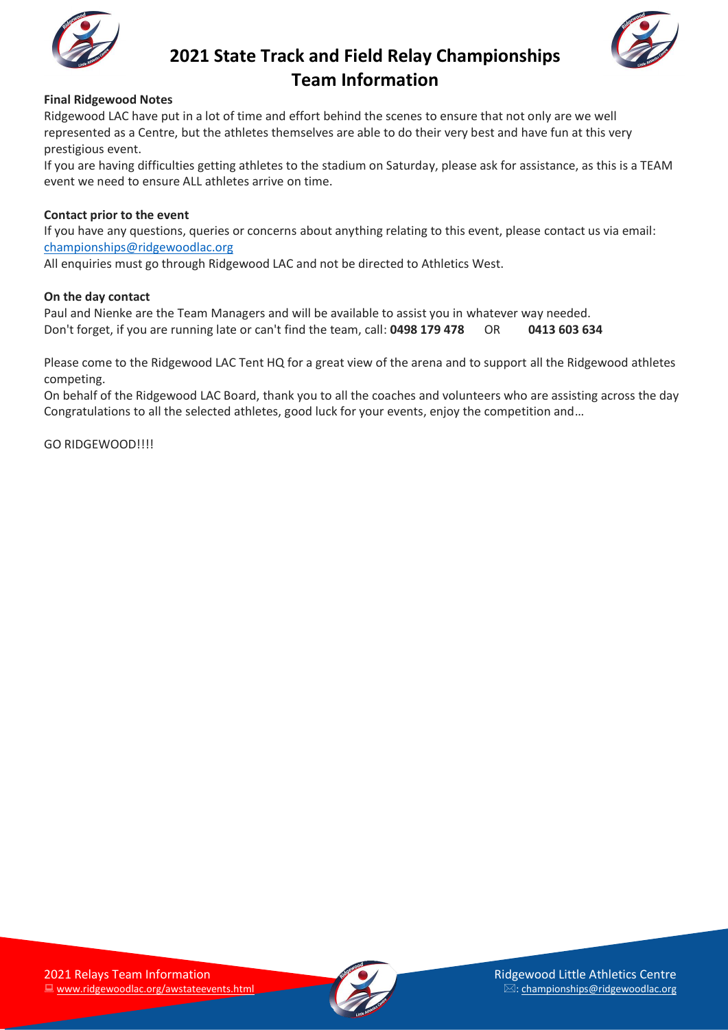# 2021 State Track and Field Relay Championships Team Information

**Final Ridgewood Notes**

Ridgewood LAC have put in a lot of time and effort behind the scenes to ensure that not only are we well represented as a Centre, but the athletes themselves are able to do their very best and have fun at this very prestigious event.

If you are having difficulties getting athletes to the stadium on Saturday, please ask for assistance, as this is a TEAM event we need to ensure ALL athletes arrive on time.

**Contact prior to the event**

If you have any questions, queries or concerns about anything relating to this event, please contact us via email: championships@ridgewoodlac.org

All enquiries must go through Ridgewood LAC and not be directed to Athletics West.

**On the day contact**

Paul and Nienke are the Team Managers and will be available to assist you in whatever way needed.

Don't forget, if you are running late or can't find the team, call: **0498 179 478** OR **0413 603 634**

Please come to the Ridgewood LAC Tent HQ for a great view of the arena and to support all the Ridgewood athletes competing.

On behalf of the Ridgewood LAC Board, thank you to all the coaches and volunteers who are assisting across the day

Congratulations to all the selected athletes, good luck for your events, enjoy the competition and…

GO RIDGEWOOD!!!!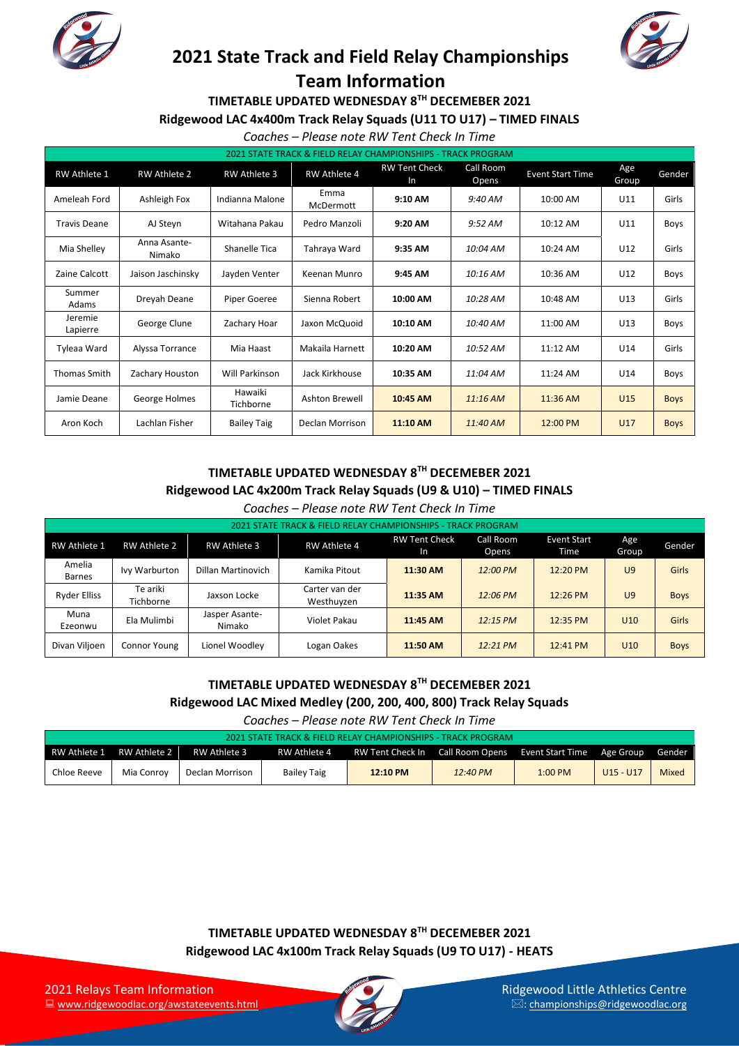# 2021 State Track and Field Relay Championships

# Team Information

### TIMETABLE UPDATED WEDNESDAY 8TH DECEMEBER 2021

### Ridgewood LAC 4x400m Track Relay Squads (U11 TO U17) – TIMED FINALS

*Coaches – Please note RW Tent Check In Time*

| 2021 STATE TRACK & FIELD RELAY CHAMPIONSHIPS - TRACK PROGRAM | | | | | | | | |
|---|---|---|---|---|---|---|---|---|
| RW Athlete 1 | RW Athlete 2 | RW Athlete 3 | RW Athlete 4 | RW Tent Check In | Call Room Opens | Event Start Time | Age Group | Gender |
| Ameleah Ford | Ashleigh Fox | Indianna Malone | Emma McDermott | **9:10 AM** | *9:40 AM* | 10:00 AM | U11 | Girls |
| Travis Deane | AJ Steyn | Witahana Pakau | Pedro Manzoli | **9:20 AM** | *9:52 AM* | 10:12 AM | U11 | Boys |
| Mia Shelley | Anna Asante-Nimako | Shanelle Tica | Tahraya Ward | **9:35 AM** | *10:04 AM* | 10:24 AM | U12 | Girls |
| Zaine Calcott | Jaison Jaschinsky | Jayden Venter | Keenan Munro | **9:45 AM** | *10:16 AM* | 10:36 AM | U12 | Boys |
| Summer Adams | Dreyah Deane | Piper Goeree | Sienna Robert | **10:00 AM** | *10:28 AM* | 10:48 AM | U13 | Girls |
| Jeremie Lapierre | George Clune | Zachary Hoar | Jaxon McQuoid | **10:10 AM** | *10:40 AM* | 11:00 AM | U13 | Boys |
| Tyleaa Ward | Alyssa Torrance | Mia Haast | Makaila Harnett | **10:20 AM** | *10:52 AM* | 11:12 AM | U14 | Girls |
| Thomas Smith | Zachary Houston | Will Parkinson | Jack Kirkhouse | **10:35 AM** | *11:04 AM* | 11:24 AM | U14 | Boys |
| Jamie Deane | George Holmes | Hawaiki Tichborne | Ashton Brewell | **10:45 AM** | *11:16 AM* | 11:36 AM | U15 | Boys |
| Aron Koch | Lachlan Fisher | Bailey Taig | Declan Morrison | **11:10 AM** | *11:40 AM* | 12:00 PM | U17 | Boys |

### TIMETABLE UPDATED WEDNESDAY 8TH DECEMEBER 2021

### Ridgewood LAC 4x200m Track Relay Squads (U9 & U10) – TIMED FINALS

*Coaches – Please note RW Tent Check In Time*

| 2021 STATE TRACK & FIELD RELAY CHAMPIONSHIPS - TRACK PROGRAM | | | | | | | | |
|---|---|---|---|---|---|---|---|---|
| RW Athlete 1 | RW Athlete 2 | RW Athlete 3 | RW Athlete 4 | RW Tent Check In | Call Room Opens | Event Start Time | Age Group | Gender |
| Amelia Barnes | Ivy Warburton | Dillan Martinovich | Kamika Pitout | **11:30 AM** | *12:00 PM* | 12:20 PM | U9 | Girls |
| Ryder Elliss | Te ariki Tichborne | Jaxson Locke | Carter van der Westhuyzen | **11:35 AM** | *12:06 PM* | 12:26 PM | U9 | Boys |
| Muna Ezeonwu | Ela Mulimbi | Jasper Asante-Nimako | Violet Pakau | **11:45 AM** | *12:15 PM* | 12:35 PM | U10 | Girls |
| Divan Viljoen | Connor Young | Lionel Woodley | Logan Oakes | **11:50 AM** | *12:21 PM* | 12:41 PM | U10 | Boys |

### TIMETABLE UPDATED WEDNESDAY 8TH DECEMEBER 2021

### Ridgewood LAC Mixed Medley (200, 200, 400, 800) Track Relay Squads

*Coaches – Please note RW Tent Check In Time*

| 2021 STATE TRACK & FIELD RELAY CHAMPIONSHIPS - TRACK PROGRAM | | | | | | | | |
|---|---|---|---|---|---|---|---|---|
| RW Athlete 1 | RW Athlete 2 | RW Athlete 3 | RW Athlete 4 | RW Tent Check In | Call Room Opens | Event Start Time | Age Group | Gender |
| Chloe Reeve | Mia Conroy | Declan Morrison | Bailey Taig | **12:10 PM** | *12:40 PM* | 1:00 PM | U15 - U17 | Mixed |

### TIMETABLE UPDATED WEDNESDAY 8TH DECEMEBER 2021

### Ridgewood LAC 4x100m Track Relay Squads (U9 TO U17) - HEATS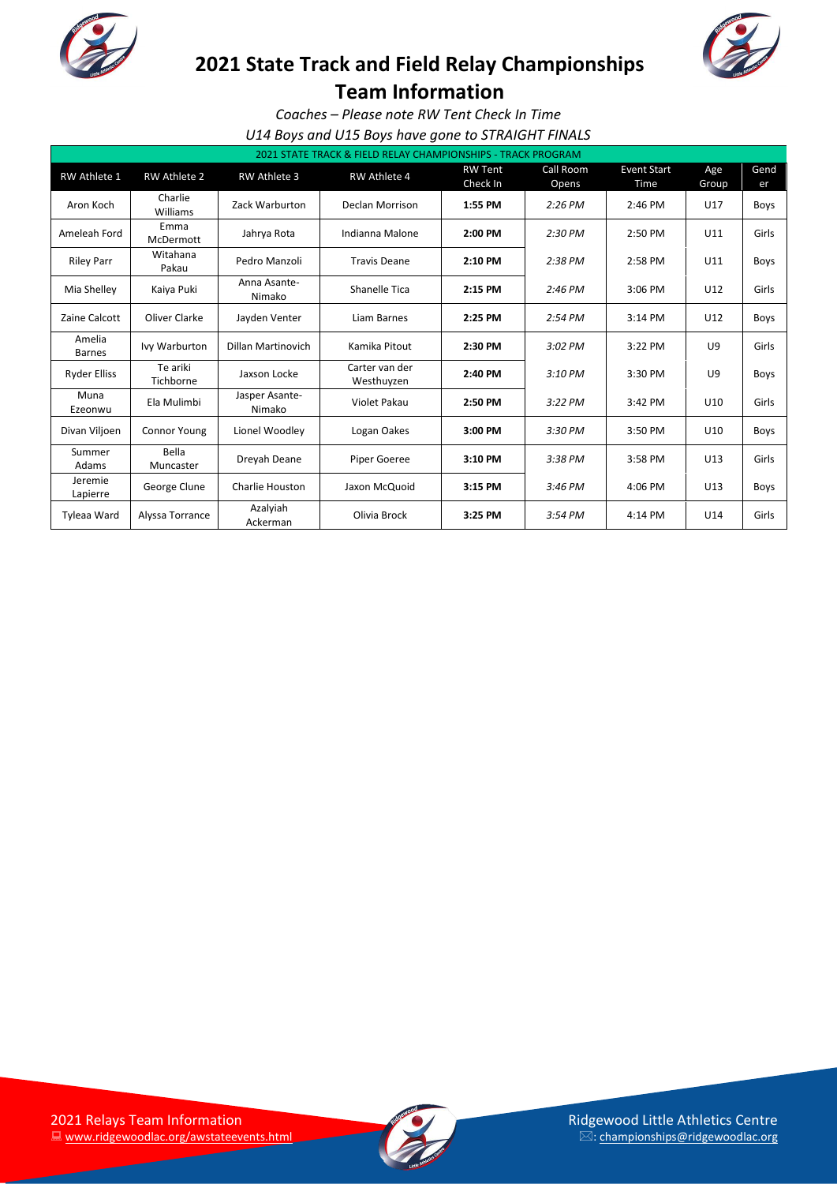# 2021 State Track and Field Relay Championships

## Team Information

*Coaches – Please note RW Tent Check In Time*

*U14 Boys and U15 Boys have gone to STRAIGHT FINALS*

| 2021 STATE TRACK & FIELD RELAY CHAMPIONSHIPS - TRACK PROGRAM | | | | | | | | |
|---|---|---|---|---|---|---|---|---|
| RW Athlete 1 | RW Athlete 2 | RW Athlete 3 | RW Athlete 4 | RW Tent Check In | Call Room Opens | Event Start Time | Age Group | Gender |
| Aron Koch | Charlie Williams | Zack Warburton | Declan Morrison | **1:55 PM** | *2:26 PM* | 2:46 PM | U17 | Boys |
| Ameleah Ford | Emma McDermott | Jahrya Rota | Indianna Malone | **2:00 PM** | *2:30 PM* | 2:50 PM | U11 | Girls |
| Riley Parr | Witahana Pakau | Pedro Manzoli | Travis Deane | **2:10 PM** | *2:38 PM* | 2:58 PM | U11 | Boys |
| Mia Shelley | Kaiya Puki | Anna Asante-Nimako | Shanelle Tica | **2:15 PM** | *2:46 PM* | 3:06 PM | U12 | Girls |
| Zaine Calcott | Oliver Clarke | Jayden Venter | Liam Barnes | **2:25 PM** | *2:54 PM* | 3:14 PM | U12 | Boys |
| Amelia Barnes | Ivy Warburton | Dillan Martinovich | Kamika Pitout | **2:30 PM** | *3:02 PM* | 3:22 PM | U9 | Girls |
| Ryder Elliss | Te ariki Tichborne | Jaxson Locke | Carter van der Westhuyzen | **2:40 PM** | *3:10 PM* | 3:30 PM | U9 | Boys |
| Muna Ezeonwu | Ela Mulimbi | Jasper Asante-Nimako | Violet Pakau | **2:50 PM** | *3:22 PM* | 3:42 PM | U10 | Girls |
| Divan Viljoen | Connor Young | Lionel Woodley | Logan Oakes | **3:00 PM** | *3:30 PM* | 3:50 PM | U10 | Boys |
| Summer Adams | Bella Muncaster | Dreyah Deane | Piper Goeree | **3:10 PM** | *3:38 PM* | 3:58 PM | U13 | Girls |
| Jeremie Lapierre | George Clune | Charlie Houston | Jaxon McQuoid | **3:15 PM** | *3:46 PM* | 4:06 PM | U13 | Boys |
| Tyleaa Ward | Alyssa Torrance | Azalyiah Ackerman | Olivia Brock | **3:25 PM** | *3:54 PM* | 4:14 PM | U14 | Girls |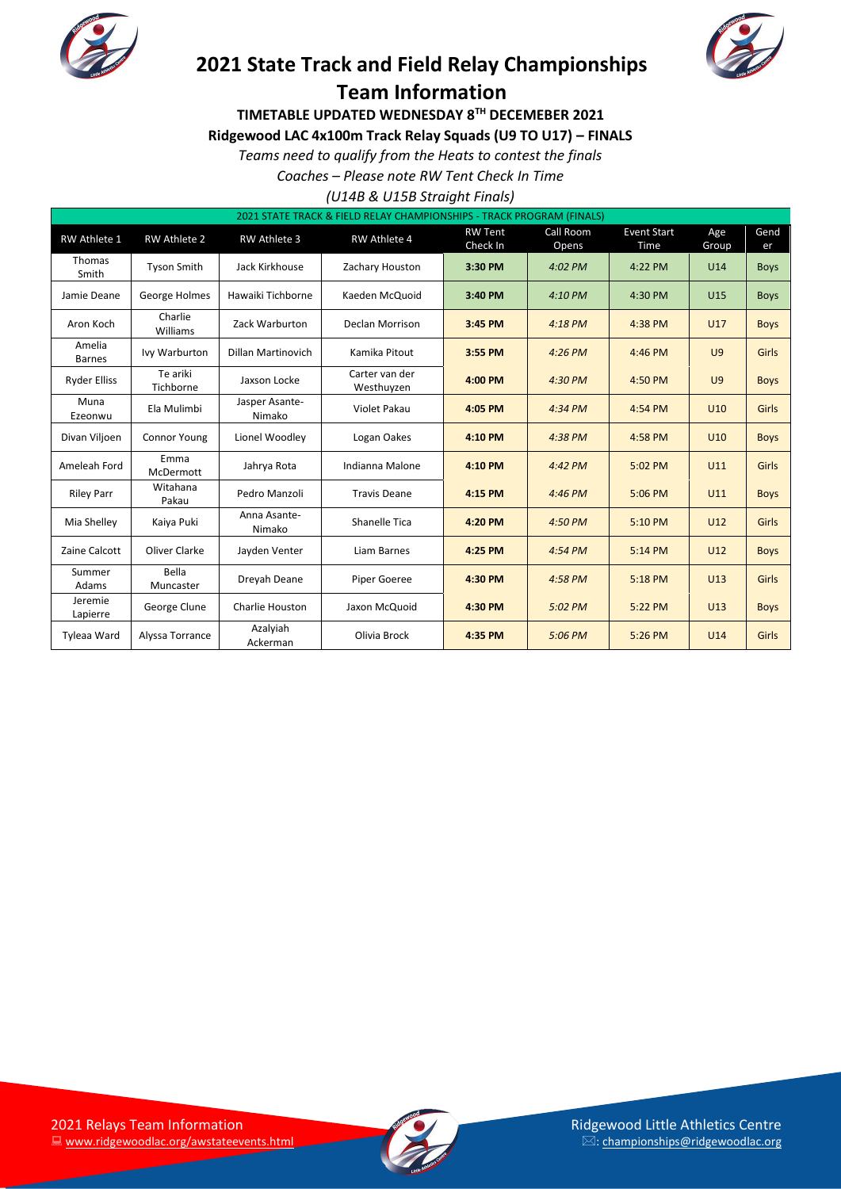# 2021 State Track and Field Relay Championships

# Team Information

**TIMETABLE UPDATED WEDNESDAY 8TH DECEMEBER 2021**

**Ridgewood LAC 4x100m Track Relay Squads (U9 TO U17) – FINALS**

*Teams need to qualify from the Heats to contest the finals*

*Coaches – Please note RW Tent Check In Time*

*(U14B & U15B Straight Finals)*

| 2021 STATE TRACK & FIELD RELAY CHAMPIONSHIPS - TRACK PROGRAM (FINALS) | | | | | | | | |
|---|---|---|---|---|---|---|---|---|
| RW Athlete 1 | RW Athlete 2 | RW Athlete 3 | RW Athlete 4 | RW Tent Check In | Call Room Opens | Event Start Time | Age Group | Gender |
| Thomas Smith | Tyson Smith | Jack Kirkhouse | Zachary Houston | **3:30 PM** | *4:02 PM* | 4:22 PM | U14 | Boys |
| Jamie Deane | George Holmes | Hawaiki Tichborne | Kaeden McQuoid | **3:40 PM** | *4:10 PM* | 4:30 PM | U15 | Boys |
| Aron Koch | Charlie Williams | Zack Warburton | Declan Morrison | **3:45 PM** | *4:18 PM* | 4:38 PM | U17 | Boys |
| Amelia Barnes | Ivy Warburton | Dillan Martinovich | Kamika Pitout | **3:55 PM** | *4:26 PM* | 4:46 PM | U9 | Girls |
| Ryder Elliss | Te ariki Tichborne | Jaxson Locke | Carter van der Westhuyzen | **4:00 PM** | *4:30 PM* | 4:50 PM | U9 | Boys |
| Muna Ezeonwu | Ela Mulimbi | Jasper Asante-Nimako | Violet Pakau | **4:05 PM** | *4:34 PM* | 4:54 PM | U10 | Girls |
| Divan Viljoen | Connor Young | Lionel Woodley | Logan Oakes | **4:10 PM** | *4:38 PM* | 4:58 PM | U10 | Boys |
| Ameleah Ford | Emma McDermott | Jahrya Rota | Indianna Malone | **4:10 PM** | *4:42 PM* | 5:02 PM | U11 | Girls |
| Riley Parr | Witahana Pakau | Pedro Manzoli | Travis Deane | **4:15 PM** | *4:46 PM* | 5:06 PM | U11 | Boys |
| Mia Shelley | Kaiya Puki | Anna Asante-Nimako | Shanelle Tica | **4:20 PM** | *4:50 PM* | 5:10 PM | U12 | Girls |
| Zaine Calcott | Oliver Clarke | Jayden Venter | Liam Barnes | **4:25 PM** | *4:54 PM* | 5:14 PM | U12 | Boys |
| Summer Adams | Bella Muncaster | Dreyah Deane | Piper Goeree | **4:30 PM** | *4:58 PM* | 5:18 PM | U13 | Girls |
| Jeremie Lapierre | George Clune | Charlie Houston | Jaxon McQuoid | **4:30 PM** | *5:02 PM* | 5:22 PM | U13 | Boys |
| Tyleaa Ward | Alyssa Torrance | Azalyiah Ackerman | Olivia Brock | **4:35 PM** | *5:06 PM* | 5:26 PM | U14 | Girls |

2021 Relays Team Information
www.ridgewoodlac.org/awstateevents.html

Ridgewood Little Athletics Centre
: championships@ridgewoodlac.org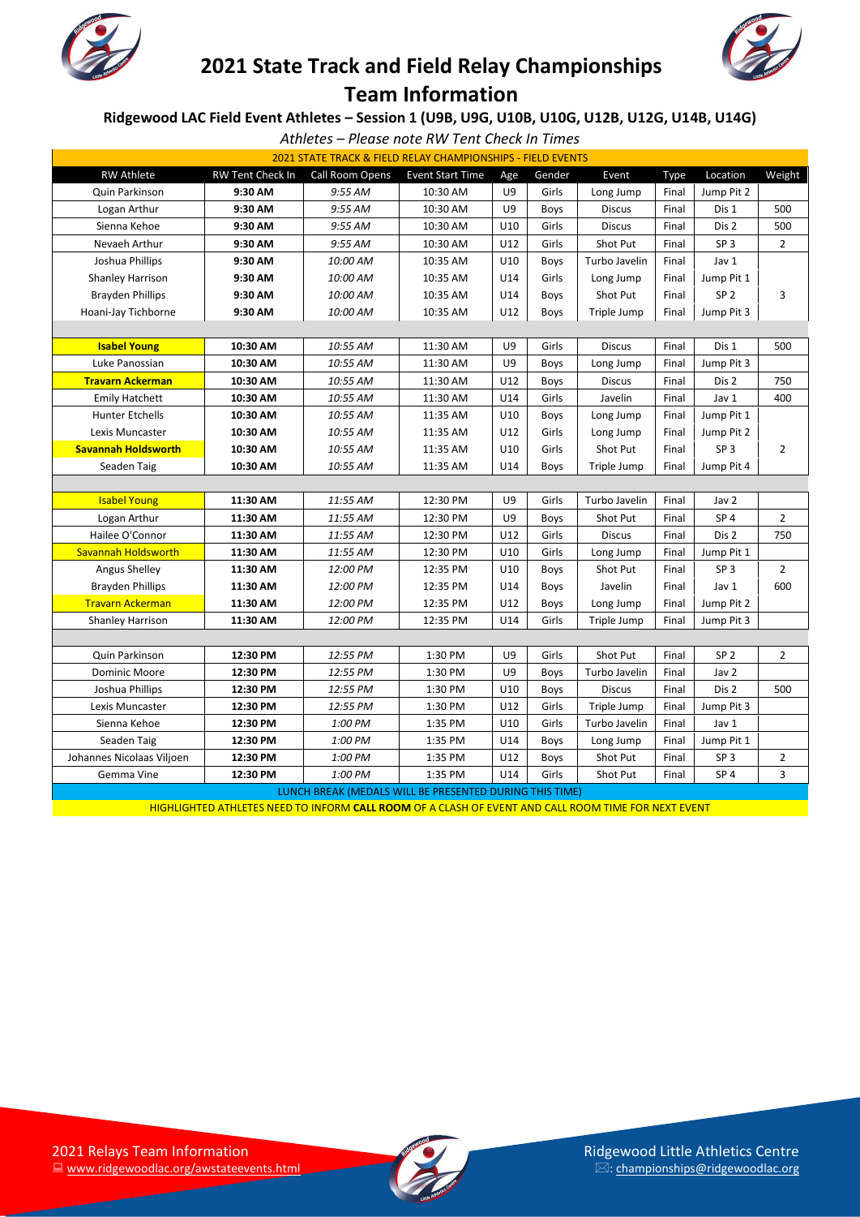# 2021 State Track and Field Relay Championships

# Team Information

### Ridgewood LAC Field Event Athletes – Session 1 (U9B, U9G, U10B, U10G, U12B, U12G, U14B, U14G)

*Athletes – Please note RW Tent Check In Times*

| 2021 STATE TRACK & FIELD RELAY CHAMPIONSHIPS - FIELD EVENTS | | | | | | | | | |
|---|---|---|---|---|---|---|---|---|---|
| RW Athlete | RW Tent Check In | Call Room Opens | Event Start Time | Age | Gender | Event | Type | Location | Weight |
| Quin Parkinson | **9:30 AM** | *9:55 AM* | 10:30 AM | U9 | Girls | Long Jump | Final | Jump Pit 2 | |
| Logan Arthur | **9:30 AM** | *9:55 AM* | 10:30 AM | U9 | Boys | Discus | Final | Dis 1 | 500 |
| Sienna Kehoe | **9:30 AM** | *9:55 AM* | 10:30 AM | U10 | Girls | Discus | Final | Dis 2 | 500 |
| Nevaeh Arthur | **9:30 AM** | *9:55 AM* | 10:30 AM | U12 | Girls | Shot Put | Final | SP 3 | 2 |
| Joshua Phillips | **9:30 AM** | *10:00 AM* | 10:35 AM | U10 | Boys | Turbo Javelin | Final | Jav 1 | |
| Shanley Harrison | **9:30 AM** | *10:00 AM* | 10:35 AM | U14 | Girls | Long Jump | Final | Jump Pit 1 | |
| Brayden Phillips | **9:30 AM** | *10:00 AM* | 10:35 AM | U14 | Boys | Shot Put | Final | SP 2 | 3 |
| Hoani-Jay Tichborne | **9:30 AM** | *10:00 AM* | 10:35 AM | U12 | Boys | Triple Jump | Final | Jump Pit 3 | |
| | | | | | | | | | |
| **Isabel Young** | **10:30 AM** | *10:55 AM* | 11:30 AM | U9 | Girls | Discus | Final | Dis 1 | 500 |
| Luke Panossian | **10:30 AM** | *10:55 AM* | 11:30 AM | U9 | Boys | Long Jump | Final | Jump Pit 3 | |
| **Travarn Ackerman** | **10:30 AM** | *10:55 AM* | 11:30 AM | U12 | Boys | Discus | Final | Dis 2 | 750 |
| Emily Hatchett | **10:30 AM** | *10:55 AM* | 11:30 AM | U14 | Girls | Javelin | Final | Jav 1 | 400 |
| Hunter Etchells | **10:30 AM** | *10:55 AM* | 11:35 AM | U10 | Boys | Long Jump | Final | Jump Pit 1 | |
| Lexis Muncaster | **10:30 AM** | *10:55 AM* | 11:35 AM | U12 | Girls | Long Jump | Final | Jump Pit 2 | |
| **Savannah Holdsworth** | **10:30 AM** | *10:55 AM* | 11:35 AM | U10 | Girls | Shot Put | Final | SP 3 | 2 |
| Seaden Taig | **10:30 AM** | *10:55 AM* | 11:35 AM | U14 | Boys | Triple Jump | Final | Jump Pit 4 | |
| | | | | | | | | | |
| Isabel Young | **11:30 AM** | *11:55 AM* | 12:30 PM | U9 | Girls | Turbo Javelin | Final | Jav 2 | |
| Logan Arthur | **11:30 AM** | *11:55 AM* | 12:30 PM | U9 | Boys | Shot Put | Final | SP 4 | 2 |
| Hailee O'Connor | **11:30 AM** | *11:55 AM* | 12:30 PM | U12 | Girls | Discus | Final | Dis 2 | 750 |
| Savannah Holdsworth | **11:30 AM** | *11:55 AM* | 12:30 PM | U10 | Girls | Long Jump | Final | Jump Pit 1 | |
| Angus Shelley | **11:30 AM** | *12:00 PM* | 12:35 PM | U10 | Boys | Shot Put | Final | SP 3 | 2 |
| Brayden Phillips | **11:30 AM** | *12:00 PM* | 12:35 PM | U14 | Boys | Javelin | Final | Jav 1 | 600 |
| Travarn Ackerman | **11:30 AM** | *12:00 PM* | 12:35 PM | U12 | Boys | Long Jump | Final | Jump Pit 2 | |
| Shanley Harrison | **11:30 AM** | *12:00 PM* | 12:35 PM | U14 | Girls | Triple Jump | Final | Jump Pit 3 | |
| | | | | | | | | | |
| Quin Parkinson | **12:30 PM** | *12:55 PM* | 1:30 PM | U9 | Girls | Shot Put | Final | SP 2 | 2 |
| Dominic Moore | **12:30 PM** | *12:55 PM* | 1:30 PM | U9 | Boys | Turbo Javelin | Final | Jav 2 | |
| Joshua Phillips | **12:30 PM** | *12:55 PM* | 1:30 PM | U10 | Boys | Discus | Final | Dis 2 | 500 |
| Lexis Muncaster | **12:30 PM** | *12:55 PM* | 1:30 PM | U12 | Girls | Triple Jump | Final | Jump Pit 3 | |
| Sienna Kehoe | **12:30 PM** | *1:00 PM* | 1:35 PM | U10 | Girls | Turbo Javelin | Final | Jav 1 | |
| Seaden Taig | **12:30 PM** | *1:00 PM* | 1:35 PM | U14 | Boys | Long Jump | Final | Jump Pit 1 | |
| Johannes Nicolaas Viljoen | **12:30 PM** | *1:00 PM* | 1:35 PM | U12 | Boys | Shot Put | Final | SP 3 | 2 |
| Gemma Vine | **12:30 PM** | *1:00 PM* | 1:35 PM | U14 | Girls | Shot Put | Final | SP 4 | 3 |
| LUNCH BREAK (MEDALS WILL BE PRESENTED DURING THIS TIME) | | | | | | | | | |

HIGHLIGHTED ATHLETES NEED TO INFORM **CALL ROOM** OF A CLASH OF EVENT AND CALL ROOM TIME FOR NEXT EVENT

2021 Relays Team Information
www.ridgewoodlac.org/awstateevents.html

Ridgewood Little Athletics Centre
championships@ridgewoodlac.org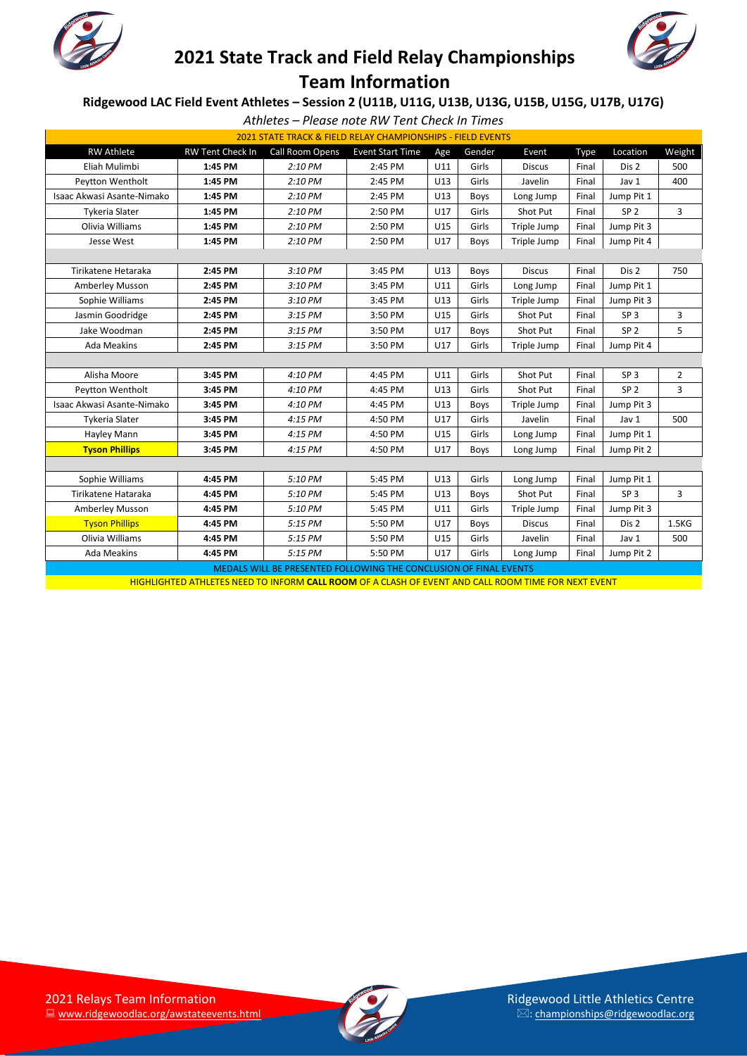# 2021 State Track and Field Relay Championships

# Team Information

### Ridgewood LAC Field Event Athletes – Session 2 (U11B, U11G, U13B, U13G, U15B, U15G, U17B, U17G)

*Athletes – Please note RW Tent Check In Times*

| 2021 STATE TRACK & FIELD RELAY CHAMPIONSHIPS - FIELD EVENTS | | | | | | | | | |
|---|---|---|---|---|---|---|---|---|---|
| RW Athlete | RW Tent Check In | Call Room Opens | Event Start Time | Age | Gender | Event | Type | Location | Weight |
| Eliah Mulimbi | **1:45 PM** | *2:10 PM* | 2:45 PM | U11 | Girls | Discus | Final | Dis 2 | 500 |
| Peytton Wentholt | **1:45 PM** | *2:10 PM* | 2:45 PM | U13 | Girls | Javelin | Final | Jav 1 | 400 |
| Isaac Akwasi Asante-Nimako | **1:45 PM** | *2:10 PM* | 2:45 PM | U13 | Boys | Long Jump | Final | Jump Pit 1 | |
| Tykeria Slater | **1:45 PM** | *2:10 PM* | 2:50 PM | U17 | Girls | Shot Put | Final | SP 2 | 3 |
| Olivia Williams | **1:45 PM** | *2:10 PM* | 2:50 PM | U15 | Girls | Triple Jump | Final | Jump Pit 3 | |
| Jesse West | **1:45 PM** | *2:10 PM* | 2:50 PM | U17 | Boys | Triple Jump | Final | Jump Pit 4 | |
| | | | | | | | | | |
| Tirikatene Hetaraka | **2:45 PM** | *3:10 PM* | 3:45 PM | U13 | Boys | Discus | Final | Dis 2 | 750 |
| Amberley Musson | **2:45 PM** | *3:10 PM* | 3:45 PM | U11 | Girls | Long Jump | Final | Jump Pit 1 | |
| Sophie Williams | **2:45 PM** | *3:10 PM* | 3:45 PM | U13 | Girls | Triple Jump | Final | Jump Pit 3 | |
| Jasmin Goodridge | **2:45 PM** | *3:15 PM* | 3:50 PM | U15 | Girls | Shot Put | Final | SP 3 | 3 |
| Jake Woodman | **2:45 PM** | *3:15 PM* | 3:50 PM | U17 | Boys | Shot Put | Final | SP 2 | 5 |
| Ada Meakins | **2:45 PM** | *3:15 PM* | 3:50 PM | U17 | Girls | Triple Jump | Final | Jump Pit 4 | |
| | | | | | | | | | |
| Alisha Moore | **3:45 PM** | *4:10 PM* | 4:45 PM | U11 | Girls | Shot Put | Final | SP 3 | 2 |
| Peytton Wentholt | **3:45 PM** | *4:10 PM* | 4:45 PM | U13 | Girls | Shot Put | Final | SP 2 | 3 |
| Isaac Akwasi Asante-Nimako | **3:45 PM** | *4:10 PM* | 4:45 PM | U13 | Boys | Triple Jump | Final | Jump Pit 3 | |
| Tykeria Slater | **3:45 PM** | *4:15 PM* | 4:50 PM | U17 | Girls | Javelin | Final | Jav 1 | 500 |
| Hayley Mann | **3:45 PM** | *4:15 PM* | 4:50 PM | U15 | Girls | Long Jump | Final | Jump Pit 1 | |
| **Tyson Phillips** | **3:45 PM** | *4:15 PM* | 4:50 PM | U17 | Boys | Long Jump | Final | Jump Pit 2 | |
| | | | | | | | | | |
| Sophie Williams | **4:45 PM** | *5:10 PM* | 5:45 PM | U13 | Girls | Long Jump | Final | Jump Pit 1 | |
| Tirikatene Hataraka | **4:45 PM** | *5:10 PM* | 5:45 PM | U13 | Boys | Shot Put | Final | SP 3 | 3 |
| Amberley Musson | **4:45 PM** | *5:10 PM* | 5:45 PM | U11 | Girls | Triple Jump | Final | Jump Pit 3 | |
| Tyson Phillips | **4:45 PM** | *5:15 PM* | 5:50 PM | U17 | Boys | Discus | Final | Dis 2 | 1.5KG |
| Olivia Williams | **4:45 PM** | *5:15 PM* | 5:50 PM | U15 | Girls | Javelin | Final | Jav 1 | 500 |
| Ada Meakins | **4:45 PM** | *5:15 PM* | 5:50 PM | U17 | Girls | Long Jump | Final | Jump Pit 2 | |
| MEDALS WILL BE PRESENTED FOLLOWING THE CONCLUSION OF FINAL EVENTS | | | | | | | | | |

HIGHLIGHTED ATHLETES NEED TO INFORM **CALL ROOM** OF A CLASH OF EVENT AND CALL ROOM TIME FOR NEXT EVENT

2021 Relays Team Information
www.ridgewoodlac.org/awstateevents.html

Ridgewood Little Athletics Centre
: championships@ridgewoodlac.org